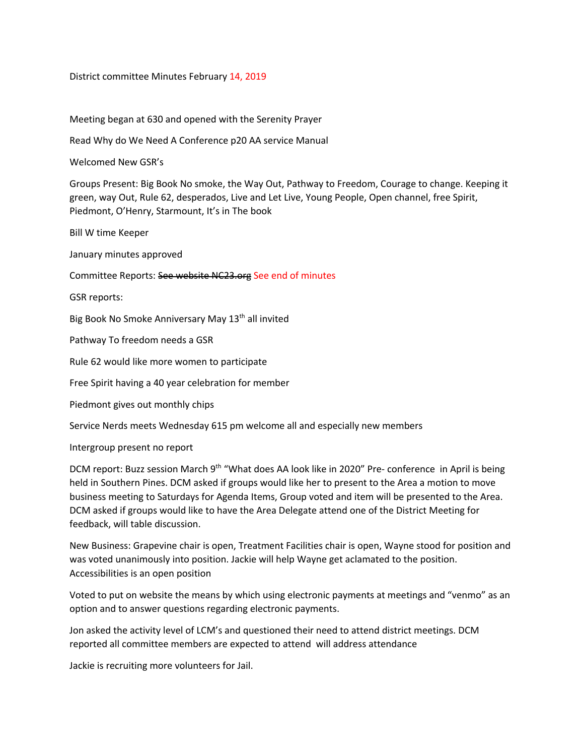District committee Minutes February 14, 2019

Meeting began at 630 and opened with the Serenity Prayer

Read Why do We Need A Conference p20 AA service Manual

Welcomed New GSR's

Groups Present: Big Book No smoke, the Way Out, Pathway to Freedom, Courage to change. Keeping it green, way Out, Rule 62, desperados, Live and Let Live, Young People, Open channel, free Spirit, Piedmont, O'Henry, Starmount, It's in The book

Bill W time Keeper

January minutes approved

Committee Reports: ~~See website NC23.org~~ See end of minutes

GSR reports:

Big Book No Smoke Anniversary May 13th all invited

Pathway To freedom needs a GSR

Rule 62 would like more women to participate

Free Spirit having a 40 year celebration for member

Piedmont gives out monthly chips

Service Nerds meets Wednesday 615 pm welcome all and especially new members

Intergroup present no report

DCM report: Buzz session March 9th "What does AA look like in 2020" Pre- conference in April is being held in Southern Pines. DCM asked if groups would like her to present to the Area a motion to move business meeting to Saturdays for Agenda Items, Group voted and item will be presented to the Area. DCM asked if groups would like to have the Area Delegate attend one of the District Meeting for feedback, will table discussion.

New Business: Grapevine chair is open, Treatment Facilities chair is open, Wayne stood for position and was voted unanimously into position. Jackie will help Wayne get aclamated to the position. Accessibilities is an open position

Voted to put on website the means by which using electronic payments at meetings and "venmo" as an option and to answer questions regarding electronic payments.

Jon asked the activity level of LCM's and questioned their need to attend district meetings. DCM reported all committee members are expected to attend will address attendance

Jackie is recruiting more volunteers for Jail.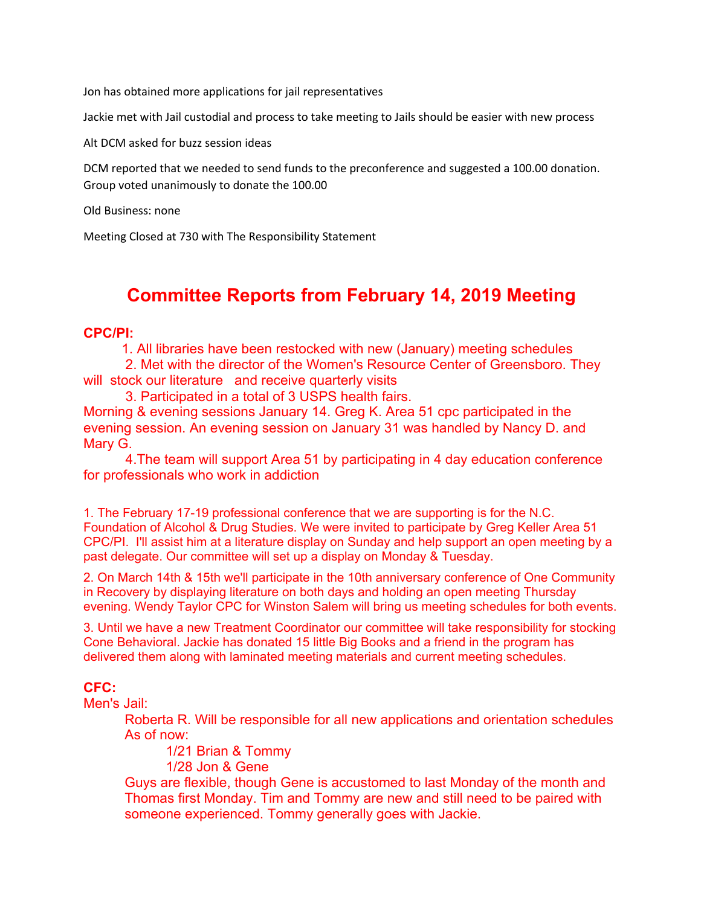Jon has obtained more applications for jail representatives

Jackie met with Jail custodial and process to take meeting to Jails should be easier with new process

Alt DCM asked for buzz session ideas

DCM reported that we needed to send funds to the preconference and suggested a 100.00 donation. Group voted unanimously to donate the 100.00

Old Business: none

Meeting Closed at 730 with The Responsibility Statement

# Committee Reports from February 14, 2019 Meeting

**CPC/PI:**

1. All libraries have been restocked with new (January) meeting schedules
2. Met with the director of the Women's Resource Center of Greensboro. They will stock our literature and receive quarterly visits
3. Participated in a total of 3 USPS health fairs.

Morning & evening sessions January 14. Greg K. Area 51 cpc participated in the evening session. An evening session on January 31 was handled by Nancy D. and Mary G.

4. The team will support Area 51 by participating in 4 day education conference for professionals who work in addiction

1. The February 17-19 professional conference that we are supporting is for the N.C. Foundation of Alcohol & Drug Studies. We were invited to participate by Greg Keller Area 51 CPC/PI. I'll assist him at a literature display on Sunday and help support an open meeting by a past delegate. Our committee will set up a display on Monday & Tuesday.

2. On March 14th & 15th we'll participate in the 10th anniversary conference of One Community in Recovery by displaying literature on both days and holding an open meeting Thursday evening. Wendy Taylor CPC for Winston Salem will bring us meeting schedules for both events.

3. Until we have a new Treatment Coordinator our committee will take responsibility for stocking Cone Behavioral. Jackie has donated 15 little Big Books and a friend in the program has delivered them along with laminated meeting materials and current meeting schedules.

**CFC:**

Men's Jail:

Roberta R. Will be responsible for all new applications and orientation schedules
As of now:

1/21 Brian & Tommy
1/28 Jon & Gene

Guys are flexible, though Gene is accustomed to last Monday of the month and Thomas first Monday. Tim and Tommy are new and still need to be paired with someone experienced. Tommy generally goes with Jackie.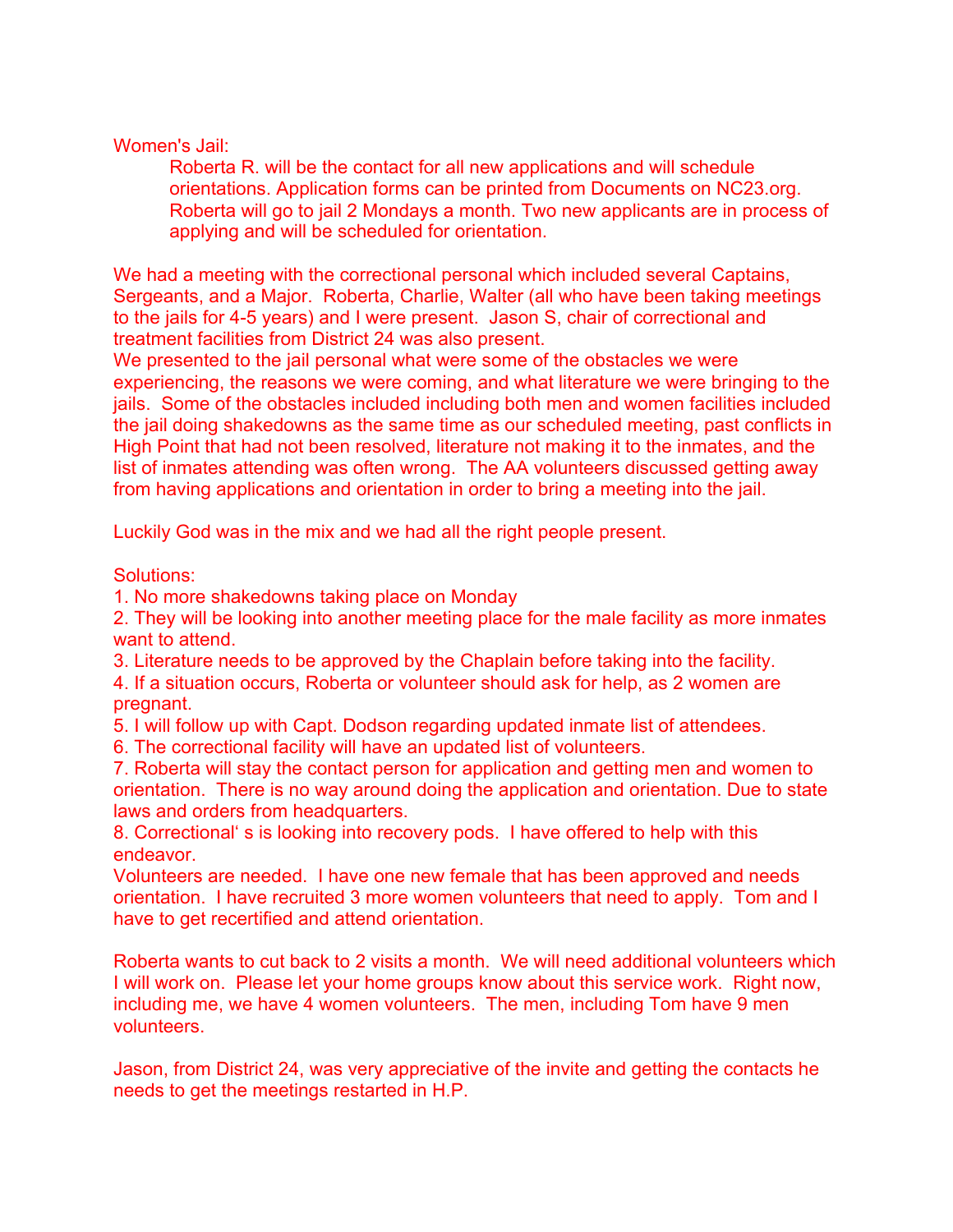Women's Jail:

> Roberta R. will be the contact for all new applications and will schedule orientations. Application forms can be printed from Documents on NC23.org. Roberta will go to jail 2 Mondays a month. Two new applicants are in process of applying and will be scheduled for orientation.

We had a meeting with the correctional personal which included several Captains, Sergeants, and a Major. Roberta, Charlie, Walter (all who have been taking meetings to the jails for 4-5 years) and I were present. Jason S, chair of correctional and treatment facilities from District 24 was also present.

We presented to the jail personal what were some of the obstacles we were experiencing, the reasons we were coming, and what literature we were bringing to the jails. Some of the obstacles included including both men and women facilities included the jail doing shakedowns as the same time as our scheduled meeting, past conflicts in High Point that had not been resolved, literature not making it to the inmates, and the list of inmates attending was often wrong. The AA volunteers discussed getting away from having applications and orientation in order to bring a meeting into the jail.

Luckily God was in the mix and we had all the right people present.

Solutions:

1. No more shakedowns taking place on Monday
2. They will be looking into another meeting place for the male facility as more inmates want to attend.
3. Literature needs to be approved by the Chaplain before taking into the facility.
4. If a situation occurs, Roberta or volunteer should ask for help, as 2 women are pregnant.
5. I will follow up with Capt. Dodson regarding updated inmate list of attendees.
6. The correctional facility will have an updated list of volunteers.
7. Roberta will stay the contact person for application and getting men and women to orientation. There is no way around doing the application and orientation. Due to state laws and orders from headquarters.
8. Correctional' s is looking into recovery pods. I have offered to help with this endeavor.

Volunteers are needed. I have one new female that has been approved and needs orientation. I have recruited 3 more women volunteers that need to apply. Tom and I have to get recertified and attend orientation.

Roberta wants to cut back to 2 visits a month. We will need additional volunteers which I will work on. Please let your home groups know about this service work. Right now, including me, we have 4 women volunteers. The men, including Tom have 9 men volunteers.

Jason, from District 24, was very appreciative of the invite and getting the contacts he needs to get the meetings restarted in H.P.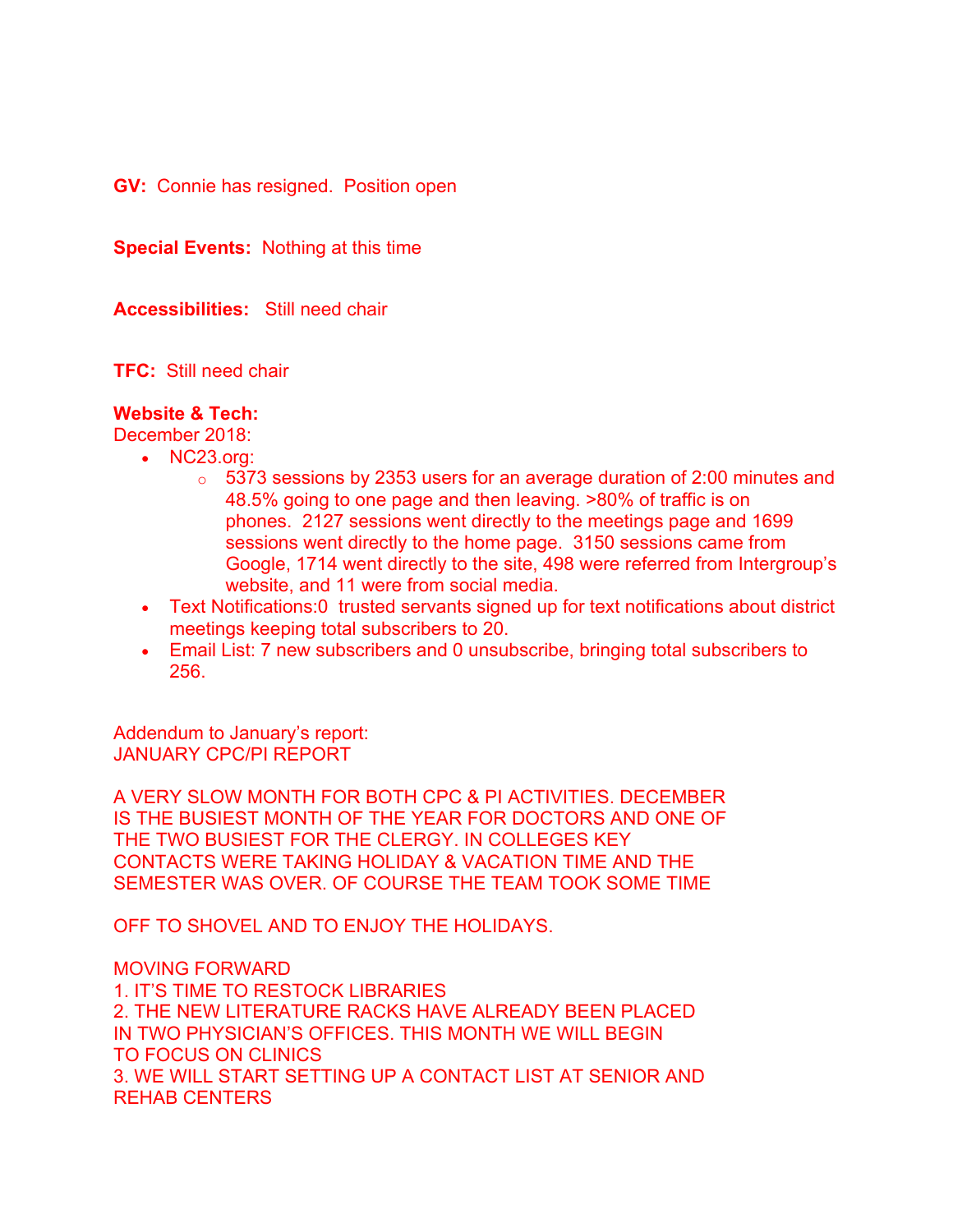**GV:** Connie has resigned. Position open

**Special Events:** Nothing at this time

**Accessibilities:** Still need chair

**TFC:** Still need chair

**Website & Tech:**
December 2018:

- NC23.org:
  - 5373 sessions by 2353 users for an average duration of 2:00 minutes and 48.5% going to one page and then leaving. >80% of traffic is on phones. 2127 sessions went directly to the meetings page and 1699 sessions went directly to the home page. 3150 sessions came from Google, 1714 went directly to the site, 498 were referred from Intergroup's website, and 11 were from social media.
- Text Notifications:0 trusted servants signed up for text notifications about district meetings keeping total subscribers to 20.
- Email List: 7 new subscribers and 0 unsubscribe, bringing total subscribers to 256.

Addendum to January's report:
JANUARY CPC/PI REPORT

A VERY SLOW MONTH FOR BOTH CPC & PI ACTIVITIES. DECEMBER IS THE BUSIEST MONTH OF THE YEAR FOR DOCTORS AND ONE OF THE TWO BUSIEST FOR THE CLERGY. IN COLLEGES KEY CONTACTS WERE TAKING HOLIDAY & VACATION TIME AND THE SEMESTER WAS OVER. OF COURSE THE TEAM TOOK SOME TIME

OFF TO SHOVEL AND TO ENJOY THE HOLIDAYS.

MOVING FORWARD
1. IT'S TIME TO RESTOCK LIBRARIES
2. THE NEW LITERATURE RACKS HAVE ALREADY BEEN PLACED IN TWO PHYSICIAN'S OFFICES. THIS MONTH WE WILL BEGIN TO FOCUS ON CLINICS
3. WE WILL START SETTING UP A CONTACT LIST AT SENIOR AND REHAB CENTERS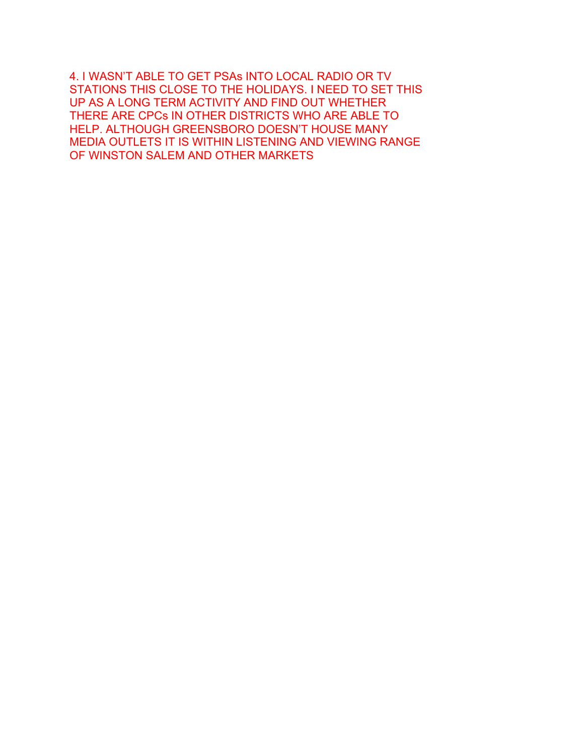4. I WASN'T ABLE TO GET PSAs INTO LOCAL RADIO OR TV STATIONS THIS CLOSE TO THE HOLIDAYS. I NEED TO SET THIS UP AS A LONG TERM ACTIVITY AND FIND OUT WHETHER THERE ARE CPCs IN OTHER DISTRICTS WHO ARE ABLE TO HELP. ALTHOUGH GREENSBORO DOESN'T HOUSE MANY MEDIA OUTLETS IT IS WITHIN LISTENING AND VIEWING RANGE OF WINSTON SALEM AND OTHER MARKETS